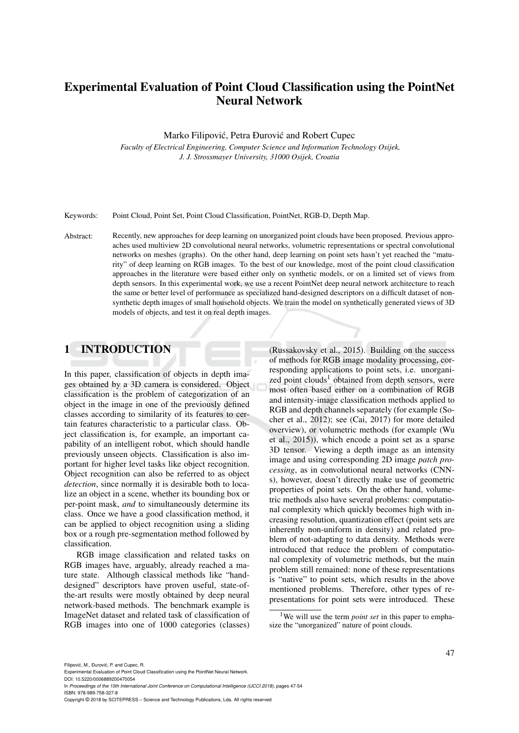# Experimental Evaluation of Point Cloud Classification using the PointNet Neural Network

Marko Filipović, Petra Đurović and Robert Cupec

*Faculty of Electrical Engineering, Computer Science and Information Technology Osijek, J. J. Strossmayer University, 31000 Osijek, Croatia*

Keywords: Point Cloud, Point Set, Point Cloud Classification, PointNet, RGB-D, Depth Map.

Abstract: Recently, new approaches for deep learning on unorganized point clouds have been proposed. Previous approaches used multiview 2D convolutional neural networks, volumetric representations or spectral convolutional networks on meshes (graphs). On the other hand, deep learning on point sets hasn't yet reached the "maturity" of deep learning on RGB images. To the best of our knowledge, most of the point cloud classification approaches in the literature were based either only on synthetic models, or on a limited set of views from depth sensors. In this experimental work, we use a recent PointNet deep neural network architecture to reach the same or better level of performance as specialized hand-designed descriptors on a difficult dataset of non-synthetic depth images of small household objects. We train the model on synthetically generated views of 3D models of objects, and test it on real depth images.

## 1 INTRODUCTION

In this paper, classification of objects in depth images obtained by a 3D camera is considered. Object classification is the problem of categorization of an object in the image in one of the previously defined classes according to similarity of its features to certain features characteristic to a particular class. Object classification is, for example, an important capability of an intelligent robot, which should handle previously unseen objects. Classification is also important for higher level tasks like object recognition. Object recognition can also be referred to as object *detection*, since normally it is desirable both to localize an object in a scene, whether its bounding box or per-point mask, *and* to simultaneously determine its class. Once we have a good classification method, it can be applied to object recognition using a sliding box or a rough pre-segmentation method followed by classification.

RGB image classification and related tasks on RGB images have, arguably, already reached a mature state. Although classical methods like "hand-designed" descriptors have proven useful, state-of-the-art results were mostly obtained by deep neural network-based methods. The benchmark example is ImageNet dataset and related task of classification of RGB images into one of 1000 categories (classes) (Russakovsky et al., 2015). Building on the success of methods for RGB image modality processing, corresponding applications to point sets, i.e. unorganized point clouds[1] obtained from depth sensors, were most often based either on a combination of RGB and intensity-image classification methods applied to RGB and depth channels separately (for example (Socher et al., 2012); see (Cai, 2017) for more detailed overview), or volumetric methods (for example (Wu et al., 2015)), which encode a point set as a sparse 3D tensor. Viewing a depth image as an intensity image and using corresponding 2D image *patch processing*, as in convolutional neural networks (CNNs), however, doesn't directly make use of geometric properties of point sets. On the other hand, volumetric methods also have several problems: computational complexity which quickly becomes high with increasing resolution, quantization effect (point sets are inherently non-uniform in density) and related problem of not-adapting to data density. Methods were introduced that reduce the problem of computational complexity of volumetric methods, but the main problem still remained: none of these representations is "native" to point sets, which results in the above mentioned problems. Therefore, other types of representations for point sets were introduced. These

[1] We will use the term *point set* in this paper to emphasize the "unorganized" nature of point clouds.

Filipović, M., Đurović, P. and Cupec, R.
Experimental Evaluation of Point Cloud Classification using the PointNet Neural Network.
DOI: 10.5220/0006889200470054
In *Proceedings of the 10th International Joint Conference on Computational Intelligence (IJCCI 2018)*, pages 47-54
ISBN: 978-989-758-327-8
Copyright © 2018 by SCITEPRESS – Science and Technology Publications, Lda. All rights reserved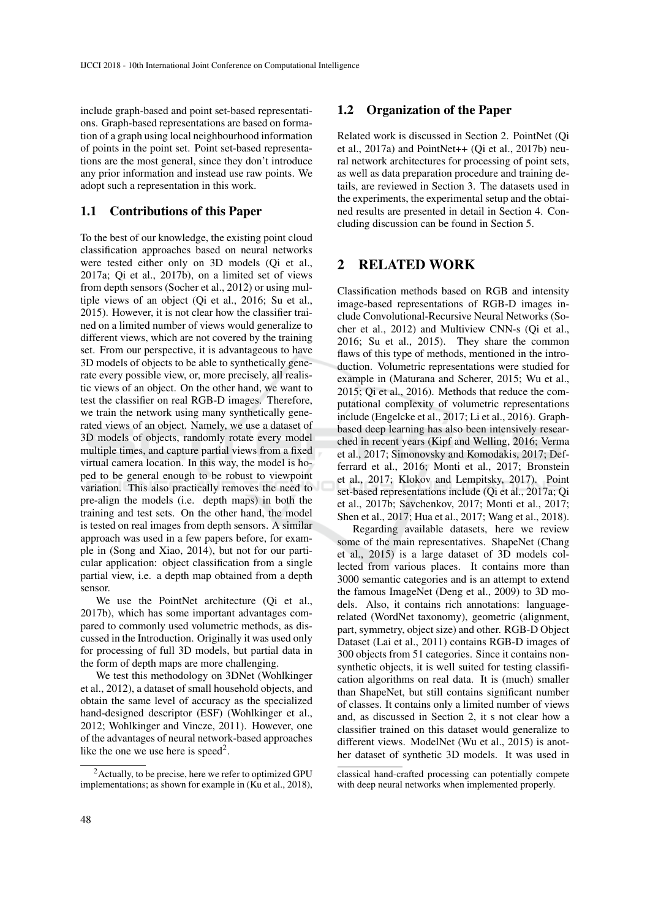include graph-based and point set-based representations. Graph-based representations are based on formation of a graph using local neighbourhood information of points in the point set. Point set-based representations are the most general, since they don't introduce any prior information and instead use raw points. We adopt such a representation in this work.

## 1.1 Contributions of this Paper

To the best of our knowledge, the existing point cloud classification approaches based on neural networks were tested either only on 3D models (Qi et al., 2017a; Qi et al., 2017b), on a limited set of views from depth sensors (Socher et al., 2012) or using multiple views of an object (Qi et al., 2016; Su et al., 2015). However, it is not clear how the classifier trained on a limited number of views would generalize to different views, which are not covered by the training set. From our perspective, it is advantageous to have 3D models of objects to be able to synthetically generate every possible view, or, more precisely, all realistic views of an object. On the other hand, we want to test the classifier on real RGB-D images. Therefore, we train the network using many synthetically generated views of an object. Namely, we use a dataset of 3D models of objects, randomly rotate every model multiple times, and capture partial views from a fixed virtual camera location. In this way, the model is hoped to be general enough to be robust to viewpoint variation. This also practically removes the need to pre-align the models (i.e. depth maps) in both the training and test sets. On the other hand, the model is tested on real images from depth sensors. A similar approach was used in a few papers before, for example in (Song and Xiao, 2014), but not for our particular application: object classification from a single partial view, i.e. a depth map obtained from a depth sensor.

We use the PointNet architecture (Qi et al., 2017b), which has some important advantages compared to commonly used volumetric methods, as discussed in the Introduction. Originally it was used only for processing of full 3D models, but partial data in the form of depth maps are more challenging.

We test this methodology on 3DNet (Wohlkinger et al., 2012), a dataset of small household objects, and obtain the same level of accuracy as the specialized hand-designed descriptor (ESF) (Wohlkinger et al., 2012; Wohlkinger and Vincze, 2011). However, one of the advantages of neural network-based approaches like the one we use here is speed[2].

## 1.2 Organization of the Paper

Related work is discussed in Section 2. PointNet (Qi et al., 2017a) and PointNet++ (Qi et al., 2017b) neural network architectures for processing of point sets, as well as data preparation procedure and training details, are reviewed in Section 3. The datasets used in the experiments, the experimental setup and the obtained results are presented in detail in Section 4. Concluding discussion can be found in Section 5.

# 2 RELATED WORK

Classification methods based on RGB and intensity image-based representations of RGB-D images include Convolutional-Recursive Neural Networks (Socher et al., 2012) and Multiview CNN-s (Qi et al., 2016; Su et al., 2015). They share the common flaws of this type of methods, mentioned in the introduction. Volumetric representations were studied for example in (Maturana and Scherer, 2015; Wu et al., 2015; Qi et al., 2016). Methods that reduce the computational complexity of volumetric representations include (Engelcke et al., 2017; Li et al., 2016). Graph-based deep learning has also been intensively researched in recent years (Kipf and Welling, 2016; Verma et al., 2017; Simonovsky and Komodakis, 2017; Defferrard et al., 2016; Monti et al., 2017; Bronstein et al., 2017; Klokov and Lempitsky, 2017). Point set-based representations include (Qi et al., 2017a; Qi et al., 2017b; Savchenkov, 2017; Monti et al., 2017; Shen et al., 2017; Hua et al., 2017; Wang et al., 2018).

Regarding available datasets, here we review some of the main representatives. ShapeNet (Chang et al., 2015) is a large dataset of 3D models collected from various places. It contains more than 3000 semantic categories and is an attempt to extend the famous ImageNet (Deng et al., 2009) to 3D models. Also, it contains rich annotations: language-related (WordNet taxonomy), geometric (alignment, part, symmetry, object size) and other. RGB-D Object Dataset (Lai et al., 2011) contains RGB-D images of 300 objects from 51 categories. Since it contains non-synthetic objects, it is well suited for testing classification algorithms on real data. It is (much) smaller than ShapeNet, but still contains significant number of classes. It contains only a limited number of views and, as discussed in Section 2, it s not clear how a classifier trained on this dataset would generalize to different views. ModelNet (Wu et al., 2015) is another dataset of synthetic 3D models. It was used in

[2] Actually, to be precise, here we refer to optimized GPU implementations; as shown for example in (Ku et al., 2018), classical hand-crafted processing can potentially compete with deep neural networks when implemented properly.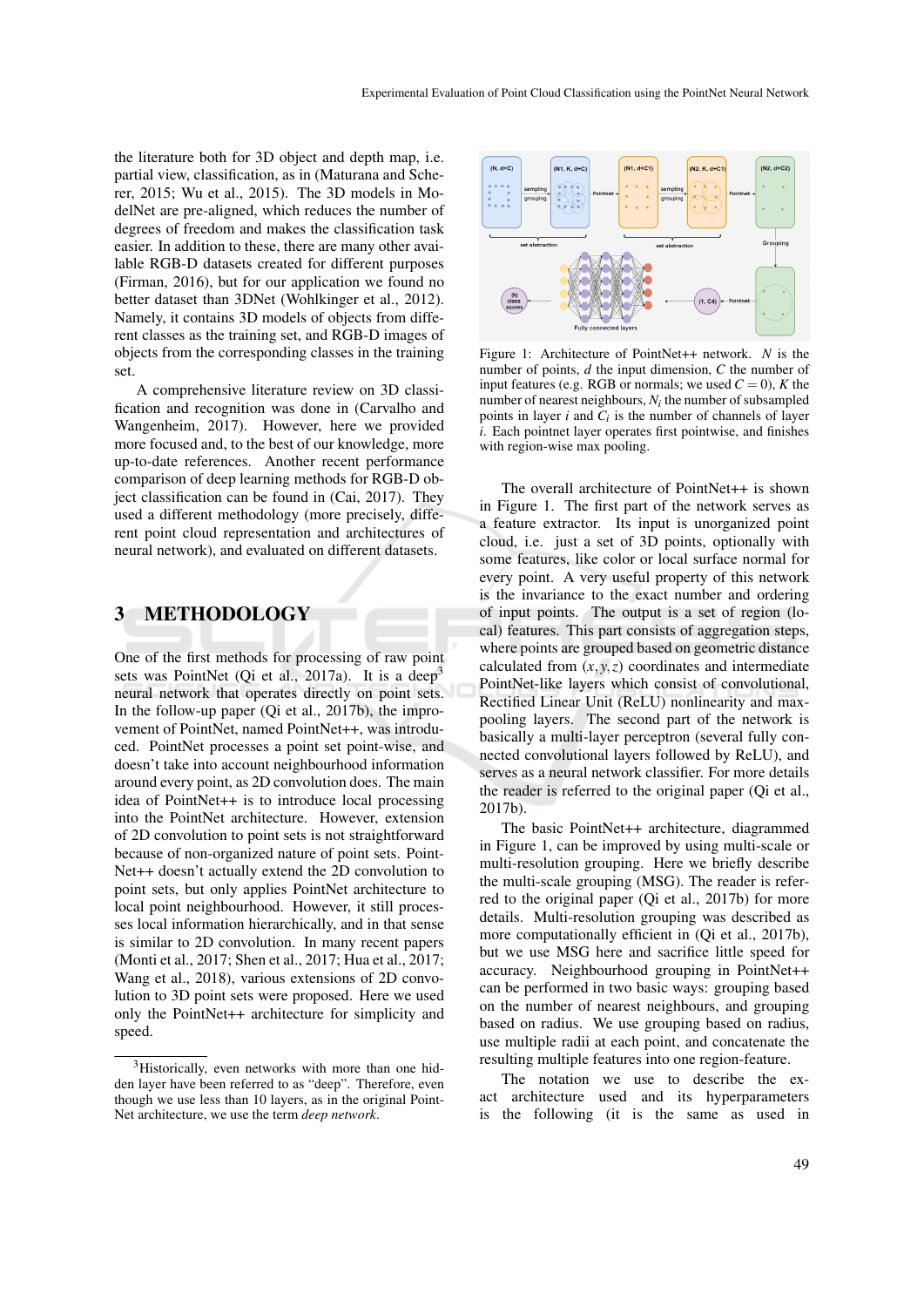the literature both for 3D object and depth map, i.e. partial view, classification, as in (Maturana and Scherer, 2015; Wu et al., 2015). The 3D models in ModelNet are pre-aligned, which reduces the number of degrees of freedom and makes the classification task easier. In addition to these, there are many other available RGB-D datasets created for different purposes (Firman, 2016), but for our application we found no better dataset than 3DNet (Wohlkinger et al., 2012). Namely, it contains 3D models of objects from different classes as the training set, and RGB-D images of objects from the corresponding classes in the training set.

A comprehensive literature review on 3D classification and recognition was done in (Carvalho and Wangenheim, 2017). However, here we provided more focused and, to the best of our knowledge, more up-to-date references. Another recent performance comparison of deep learning methods for RGB-D object classification can be found in (Cai, 2017). They used a different methodology (more precisely, different point cloud representation and architectures of neural network), and evaluated on different datasets.

## 3 METHODOLOGY

One of the first methods for processing of raw point sets was PointNet (Qi et al., 2017a). It is a deep[3] neural network that operates directly on point sets. In the follow-up paper (Qi et al., 2017b), the improvement of PointNet, named PointNet++, was introduced. PointNet processes a point set point-wise, and doesn't take into account neighbourhood information around every point, as 2D convolution does. The main idea of PointNet++ is to introduce local processing into the PointNet architecture. However, extension of 2D convolution to point sets is not straightforward because of non-organized nature of point sets. PointNet++ doesn't actually extend the 2D convolution to point sets, but only applies PointNet architecture to local point neighbourhood. However, it still processes local information hierarchically, and in that sense is similar to 2D convolution. In many recent papers (Monti et al., 2017; Shen et al., 2017; Hua et al., 2017; Wang et al., 2018), various extensions of 2D convolution to 3D point sets were proposed. Here we used only the PointNet++ architecture for simplicity and speed.

[3]Historically, even networks with more than one hidden layer have been referred to as "deep". Therefore, even though we use less than 10 layers, as in the original PointNet architecture, we use the term *deep network*.

Figure 1: Architecture of PointNet++ network. $N$ is the number of points, $d$ the input dimension, $C$ the number of input features (e.g. RGB or normals; we used $C = 0$), $K$ the number of nearest neighbours, $N_i$ the number of subsampled points in layer $i$ and $C_i$ is the number of channels of layer $i$. Each pointnet layer operates first pointwise, and finishes with region-wise max pooling.

The overall architecture of PointNet++ is shown in Figure 1. The first part of the network serves as a feature extractor. Its input is unorganized point cloud, i.e. just a set of 3D points, optionally with some features, like color or local surface normal for every point. A very useful property of this network is the invariance to the exact number and ordering of input points. The output is a set of region (local) features. This part consists of aggregation steps, where points are grouped based on geometric distance calculated from $(x, y, z)$ coordinates and intermediate PointNet-like layers which consist of convolutional, Rectified Linear Unit (ReLU) nonlinearity and max-pooling layers. The second part of the network is basically a multi-layer perceptron (several fully connected convolutional layers followed by ReLU), and serves as a neural network classifier. For more details the reader is referred to the original paper (Qi et al., 2017b).

The basic PointNet++ architecture, diagrammed in Figure 1, can be improved by using multi-scale or multi-resolution grouping. Here we briefly describe the multi-scale grouping (MSG). The reader is referred to the original paper (Qi et al., 2017b) for more details. Multi-resolution grouping was described as more computationally efficient in (Qi et al., 2017b), but we use MSG here and sacrifice little speed for accuracy. Neighbourhood grouping in PointNet++ can be performed in two basic ways: grouping based on the number of nearest neighbours, and grouping based on radius. We use grouping based on radius, use multiple radii at each point, and concatenate the resulting multiple features into one region-feature.

The notation we use to describe the exact architecture used and its hyperparameters is the following (it is the same as used in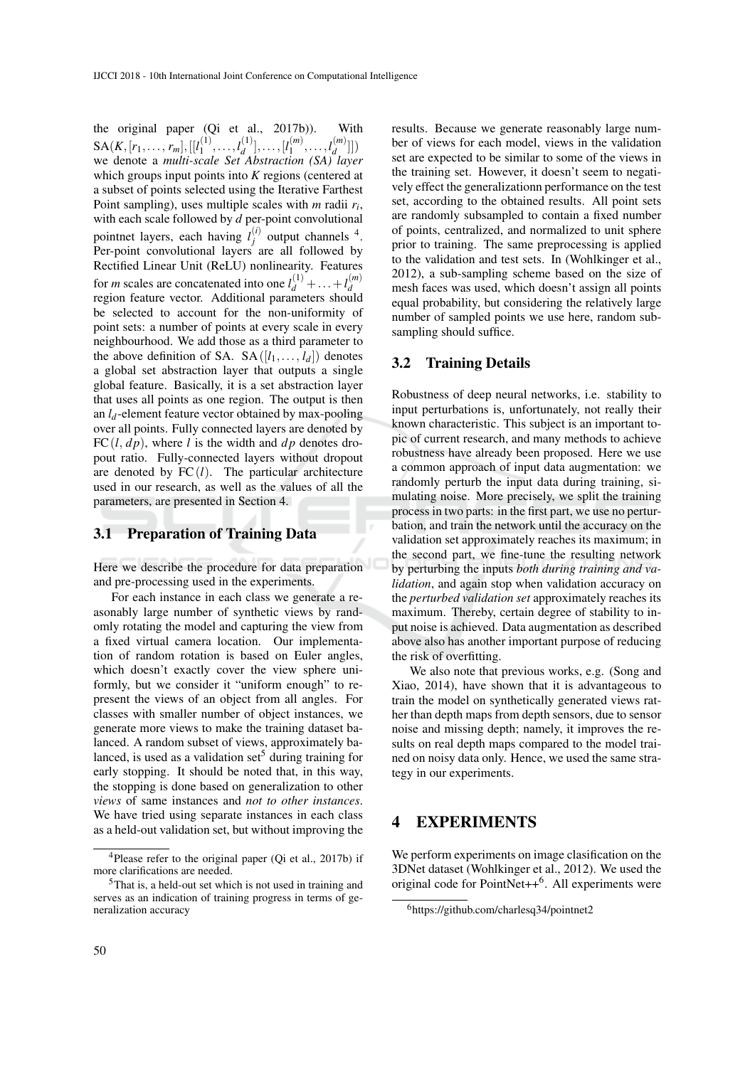the original paper (Qi et al., 2017b)). With $\text{SA}(K, [r_1, \ldots, r_m], [[l_1^{(1)}, \ldots, l_d^{(1)}], \ldots, [l_1^{(m)}, \ldots, l_d^{(m)}]])$ we denote a *multi-scale Set Abstraction (SA) layer* which groups input points into $K$ regions (centered at a subset of points selected using the Iterative Farthest Point sampling), uses multiple scales with $m$ radii $r_i$, with each scale followed by $d$ per-point convolutional pointnet layers, each having $l_j^{(i)}$ output channels [4]. Per-point convolutional layers are all followed by Rectified Linear Unit (ReLU) nonlinearity. Features for $m$ scales are concatenated into one $l_d^{(1)} + \ldots + l_d^{(m)}$ region feature vector. Additional parameters should be selected to account for the non-uniformity of point sets: a number of points at every scale in every neighbourhood. We add those as a third parameter to the above definition of SA. $\text{SA}([l_1, \ldots, l_d])$ denotes a global set abstraction layer that outputs a single global feature. Basically, it is a set abstraction layer that uses all points as one region. The output is then an $l_d$-element feature vector obtained by max-pooling over all points. Fully connected layers are denoted by $\text{FC}(l, dp)$, where $l$ is the width and $dp$ denotes dropout ratio. Fully-connected layers without dropout are denoted by $\text{FC}(l)$. The particular architecture used in our research, as well as the values of all the parameters, are presented in Section 4.

### 3.1 Preparation of Training Data

Here we describe the procedure for data preparation and pre-processing used in the experiments.

For each instance in each class we generate a reasonably large number of synthetic views by randomly rotating the model and capturing the view from a fixed virtual camera location. Our implementation of random rotation is based on Euler angles, which doesn't exactly cover the view sphere uniformly, but we consider it "uniform enough" to represent the views of an object from all angles. For classes with smaller number of object instances, we generate more views to make the training dataset balanced. A random subset of views, approximately balanced, is used as a validation set[5] during training for early stopping. It should be noted that, in this way, the stopping is done based on generalization to other *views* of same instances and *not to other instances*. We have tried using separate instances in each class as a held-out validation set, but without improving the results. Because we generate reasonably large number of views for each model, views in the validation set are expected to be similar to some of the views in the training set. However, it doesn't seem to negatively effect the generalizationn performance on the test set, according to the obtained results. All point sets are randomly subsampled to contain a fixed number of points, centralized, and normalized to unit sphere prior to training. The same preprocessing is applied to the validation and test sets. In (Wohlkinger et al., 2012), a sub-sampling scheme based on the size of mesh faces was used, which doesn't assign all points equal probability, but considering the relatively large number of sampled points we use here, random subsampling should suffice.

### 3.2 Training Details

Robustness of deep neural networks, i.e. stability to input perturbations is, unfortunately, not really their known characteristic. This subject is an important topic of current research, and many methods to achieve robustness have already been proposed. Here we use a common approach of input data augmentation: we randomly perturb the input data during training, simulating noise. More precisely, we split the training process in two parts: in the first part, we use no perturbation, and train the network until the accuracy on the validation set approximately reaches its maximum; in the second part, we fine-tune the resulting network by perturbing the inputs *both during training and validation*, and again stop when validation accuracy on the *perturbed validation set* approximately reaches its maximum. Thereby, certain degree of stability to input noise is achieved. Data augmentation as described above also has another important purpose of reducing the risk of overfitting.

We also note that previous works, e.g. (Song and Xiao, 2014), have shown that it is advantageous to train the model on synthetically generated views rather than depth maps from depth sensors, due to sensor noise and missing depth; namely, it improves the results on real depth maps compared to the model trained on noisy data only. Hence, we used the same strategy in our experiments.

## 4 EXPERIMENTS

We perform experiments on image clasification on the 3DNet dataset (Wohlkinger et al., 2012). We used the original code for PointNet++[6]. All experiments were

[4] Please refer to the original paper (Qi et al., 2017b) if more clarifications are needed.

[5] That is, a held-out set which is not used in training and serves as an indication of training progress in terms of generalization accuracy

[6] https://github.com/charlesq34/pointnet2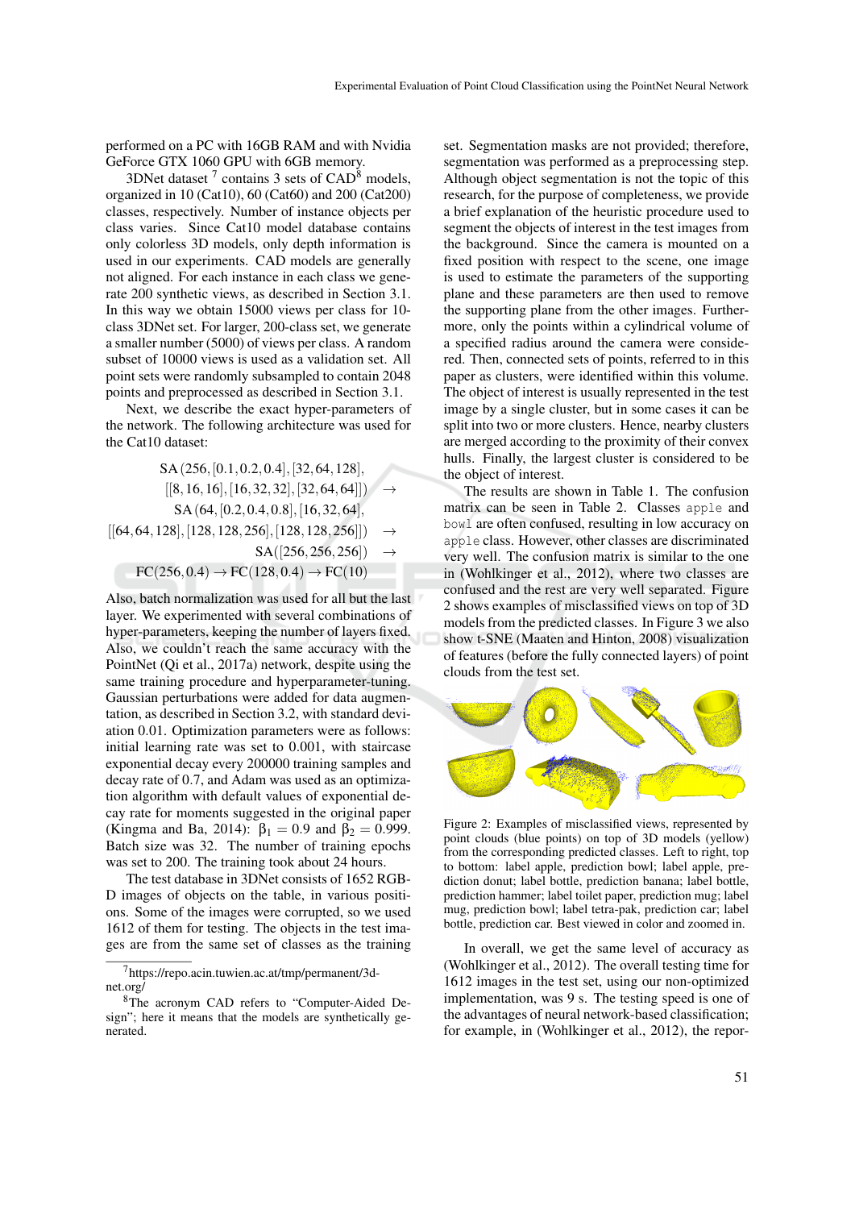performed on a PC with 16GB RAM and with Nvidia GeForce GTX 1060 GPU with 6GB memory.

3DNet dataset [7] contains 3 sets of CAD[8] models, organized in 10 (Cat10), 60 (Cat60) and 200 (Cat200) classes, respectively. Number of instance objects per class varies. Since Cat10 model database contains only colorless 3D models, only depth information is used in our experiments. CAD models are generally not aligned. For each instance in each class we generate 200 synthetic views, as described in Section 3.1. In this way we obtain 15000 views per class for 10-class 3DNet set. For larger, 200-class set, we generate a smaller number (5000) of views per class. A random subset of 10000 views is used as a validation set. All point sets were randomly subsampled to contain 2048 points and preprocessed as described in Section 3.1.

Next, we describe the exact hyper-parameters of the network. The following architecture was used for the Cat10 dataset:

$$
\begin{aligned}
&\mathrm{SA}(256, [0.1, 0.2, 0.4], [32, 64, 128], \\
&[[8,16,16],[16,32,32],[32,64,64]]) \rightarrow \\
&\mathrm{SA}(64, [0.2, 0.4, 0.8], [16, 32, 64], \\
&[[64,64,128],[128,128,256],[128,128,256]]) \rightarrow \\
&\mathrm{SA}([256,256,256]) \rightarrow \\
&\mathrm{FC}(256, 0.4) \rightarrow \mathrm{FC}(128, 0.4) \rightarrow \mathrm{FC}(10)
\end{aligned}
$$

Also, batch normalization was used for all but the last layer. We experimented with several combinations of hyper-parameters, keeping the number of layers fixed. Also, we couldn't reach the same accuracy with the PointNet (Qi et al., 2017a) network, despite using the same training procedure and hyperparameter-tuning. Gaussian perturbations were added for data augmentation, as described in Section 3.2, with standard deviation 0.01. Optimization parameters were as follows: initial learning rate was set to 0.001, with staircase exponential decay every 200000 training samples and decay rate of 0.7, and Adam was used as an optimization algorithm with default values of exponential decay rate for moments suggested in the original paper (Kingma and Ba, 2014): $\beta_1 = 0.9$ and $\beta_2 = 0.999$. Batch size was 32. The number of training epochs was set to 200. The training took about 24 hours.

The test database in 3DNet consists of 1652 RGB-D images of objects on the table, in various positions. Some of the images were corrupted, so we used 1612 of them for testing. The objects in the test images are from the same set of classes as the training set. Segmentation masks are not provided; therefore, segmentation was performed as a preprocessing step. Although object segmentation is not the topic of this research, for the purpose of completeness, we provide a brief explanation of the heuristic procedure used to segment the objects of interest in the test images from the background. Since the camera is mounted on a fixed position with respect to the scene, one image is used to estimate the parameters of the supporting plane and these parameters are then used to remove the supporting plane from the other images. Furthermore, only the points within a cylindrical volume of a specified radius around the camera were considered. Then, connected sets of points, referred to in this paper as clusters, were identified within this volume. The object of interest is usually represented in the test image by a single cluster, but in some cases it can be split into two or more clusters. Hence, nearby clusters are merged according to the proximity of their convex hulls. Finally, the largest cluster is considered to be the object of interest.

The results are shown in Table 1. The confusion matrix can be seen in Table 2. Classes `apple` and `bowl` are often confused, resulting in low accuracy on `apple` class. However, other classes are discriminated very well. The confusion matrix is similar to the one in (Wohlkinger et al., 2012), where two classes are confused and the rest are very well separated. Figure 2 shows examples of misclassified views on top of 3D models from the predicted classes. In Figure 3 we also show t-SNE (Maaten and Hinton, 2008) visualization of features (before the fully connected layers) of point clouds from the test set.

Figure 2: Examples of misclassified views, represented by point clouds (blue points) on top of 3D models (yellow) from the corresponding predicted classes. Left to right, top to bottom: label apple, prediction bowl; label apple, prediction donut; label bottle, prediction banana; label bottle, prediction hammer; label toilet paper, prediction mug; label mug, prediction bowl; label tetra-pak, prediction car; label bottle, prediction car. Best viewed in color and zoomed in.

In overall, we get the same level of accuracy as (Wohlkinger et al., 2012). The overall testing time for 1612 images in the test set, using our non-optimized implementation, was 9 s. The testing speed is one of the advantages of neural network-based classification; for example, in (Wohlkinger et al., 2012), the repor-

[7] https://repo.acin.tuwien.ac.at/tmp/permanent/3d-net.org/

[8] The acronym CAD refers to "Computer-Aided Design"; here it means that the models are synthetically generated.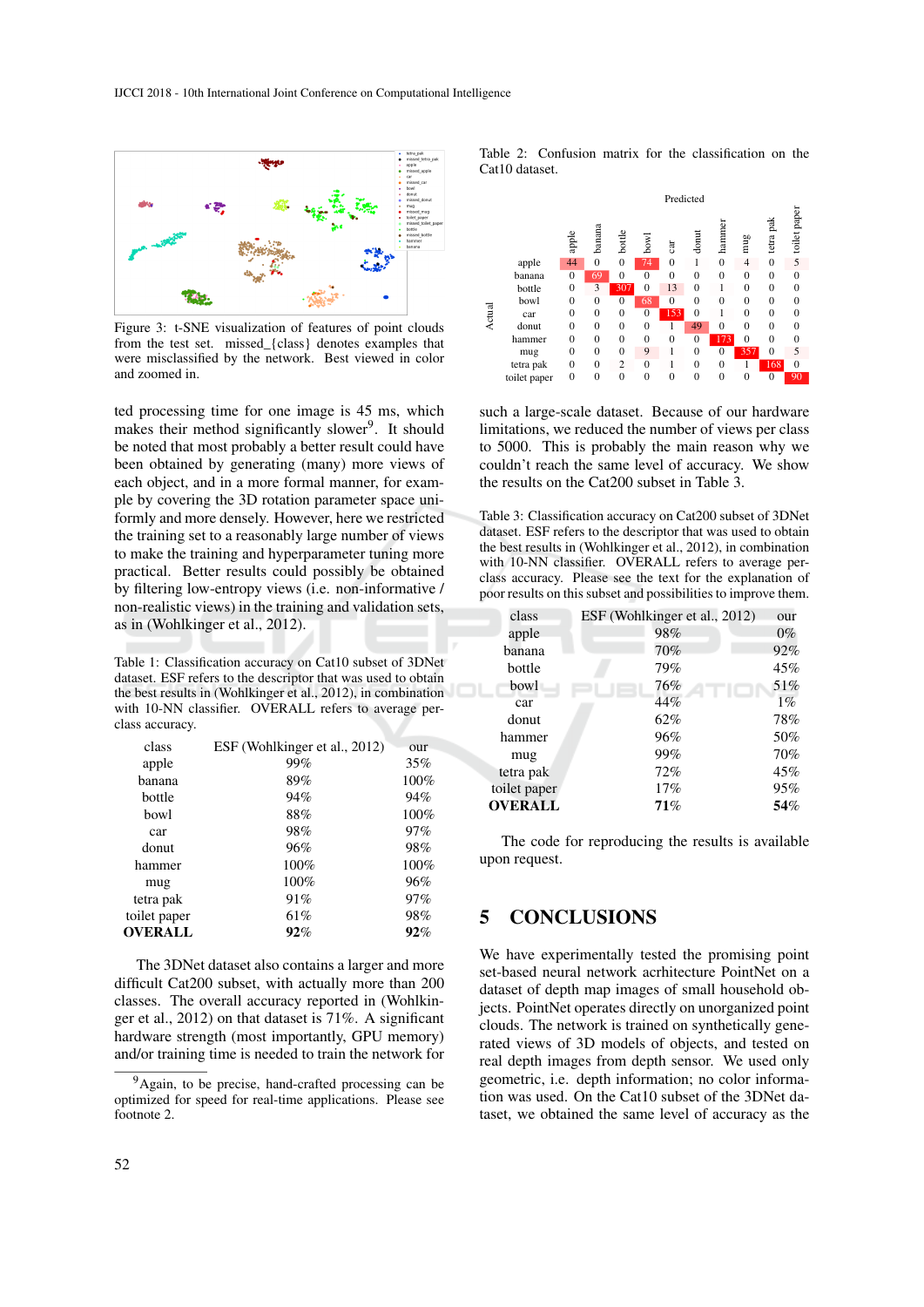Figure 3: t-SNE visualization of features of point clouds from the test set. missed_{class} denotes examples that were misclassified by the network. Best viewed in color and zoomed in.

ted processing time for one image is 45 ms, which makes their method significantly slower[9]. It should be noted that most probably a better result could have been obtained by generating (many) more views of each object, and in a more formal manner, for example by covering the 3D rotation parameter space uniformly and more densely. However, here we restricted the training set to a reasonably large number of views to make the training and hyperparameter tuning more practical. Better results could possibly be obtained by filtering low-entropy views (i.e. non-informative / non-realistic views) in the training and validation sets, as in (Wohlkinger et al., 2012).

Table 1: Classification accuracy on Cat10 subset of 3DNet dataset. ESF refers to the descriptor that was used to obtain the best results in (Wohlkinger et al., 2012), in combination with 10-NN classifier. OVERALL refers to average per-class accuracy.

| class | ESF (Wohlkinger et al., 2012) | our |
|---|---|---|
| apple | 99% | 35% |
| banana | 89% | 100% |
| bottle | 94% | 94% |
| bowl | 88% | 100% |
| car | 98% | 97% |
| donut | 96% | 98% |
| hammer | 100% | 100% |
| mug | 100% | 96% |
| tetra pak | 91% | 97% |
| toilet paper | 61% | 98% |
| **OVERALL** | **92%** | **92%** |

The 3DNet dataset also contains a larger and more difficult Cat200 subset, with actually more than 200 classes. The overall accuracy reported in (Wohlkinger et al., 2012) on that dataset is 71%. A significant hardware strength (most importantly, GPU memory) and/or training time is needed to train the network for such a large-scale dataset. Because of our hardware limitations, we reduced the number of views per class to 5000. This is probably the main reason why we couldn't reach the same level of accuracy. We show the results on the Cat200 subset in Table 3.

[9] Again, to be precise, hand-crafted processing can be optimized for speed for real-time applications. Please see footnote 2.

Table 2: Confusion matrix for the classification on the Cat10 dataset.

| Actual \ Predicted | apple | banana | bottle | bowl | car | donut | hammer | mug | tetra pak | toilet paper |
|---|---|---|---|---|---|---|---|---|---|---|
| apple | 44 | 0 | 0 | 74 | 0 | 1 | 0 | 4 | 0 | 5 |
| banana | 0 | 69 | 0 | 0 | 0 | 0 | 0 | 0 | 0 | 0 |
| bottle | 0 | 3 | 307 | 0 | 13 | 0 | 1 | 0 | 0 | 0 |
| bowl | 0 | 0 | 0 | 68 | 0 | 0 | 0 | 0 | 0 | 0 |
| car | 0 | 0 | 0 | 0 | 153 | 0 | 1 | 0 | 0 | 0 |
| donut | 0 | 0 | 0 | 0 | 1 | 49 | 0 | 0 | 0 | 0 |
| hammer | 0 | 0 | 0 | 0 | 0 | 0 | 173 | 0 | 0 | 0 |
| mug | 0 | 0 | 0 | 9 | 1 | 0 | 0 | 357 | 0 | 5 |
| tetra pak | 0 | 0 | 2 | 0 | 1 | 0 | 0 | 1 | 168 | 0 |
| toilet paper | 0 | 0 | 0 | 0 | 0 | 0 | 0 | 0 | 0 | 90 |

Table 3: Classification accuracy on Cat200 subset of 3DNet dataset. ESF refers to the descriptor that was used to obtain the best results in (Wohlkinger et al., 2012), in combination with 10-NN classifier. OVERALL refers to average per-class accuracy. Please see the text for the explanation of poor results on this subset and possibilities to improve them.

| class | ESF (Wohlkinger et al., 2012) | our |
|---|---|---|
| apple | 98% | 0% |
| banana | 70% | 92% |
| bottle | 79% | 45% |
| bowl | 76% | 51% |
| car | 44% | 1% |
| donut | 62% | 78% |
| hammer | 96% | 50% |
| mug | 99% | 70% |
| tetra pak | 72% | 45% |
| toilet paper | 17% | 95% |
| **OVERALL** | **71%** | **54%** |

The code for reproducing the results is available upon request.

## 5 CONCLUSIONS

We have experimentally tested the promising point set-based neural network architecture PointNet on a dataset of depth map images of small household objects. PointNet operates directly on unorganized point clouds. The network is trained on synthetically generated views of 3D models of objects, and tested on real depth images from depth sensor. We used only geometric, i.e. depth information; no color information was used. On the Cat10 subset of the 3DNet dataset, we obtained the same level of accuracy as the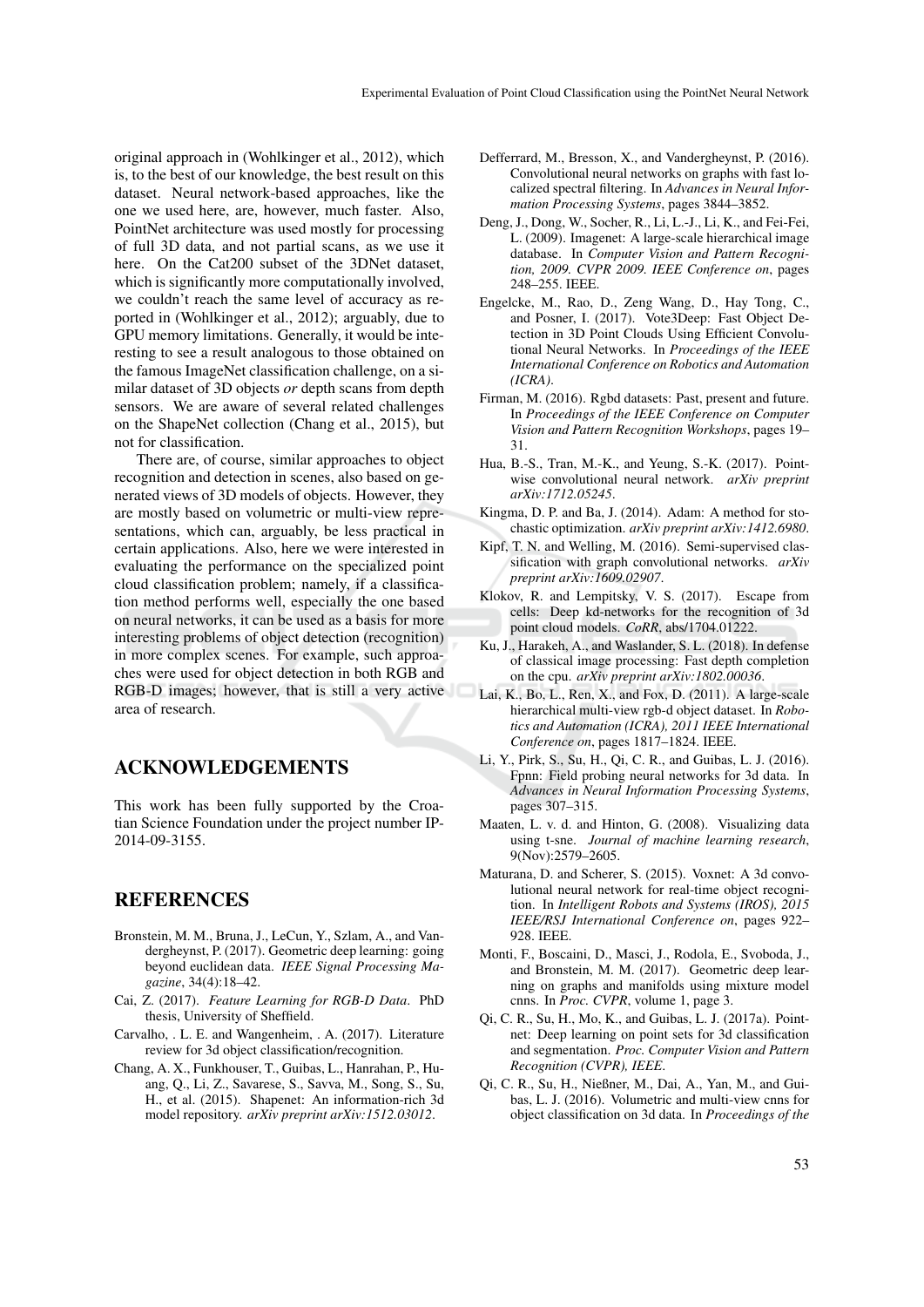original approach in (Wohlkinger et al., 2012), which is, to the best of our knowledge, the best result on this dataset. Neural network-based approaches, like the one we used here, are, however, much faster. Also, PointNet architecture was used mostly for processing of full 3D data, and not partial scans, as we use it here. On the Cat200 subset of the 3DNet dataset, which is significantly more computationally involved, we couldn't reach the same level of accuracy as reported in (Wohlkinger et al., 2012); arguably, due to GPU memory limitations. Generally, it would be interesting to see a result analogous to those obtained on the famous ImageNet classification challenge, on a similar dataset of 3D objects *or* depth scans from depth sensors. We are aware of several related challenges on the ShapeNet collection (Chang et al., 2015), but not for classification.

There are, of course, similar approaches to object recognition and detection in scenes, also based on generated views of 3D models of objects. However, they are mostly based on volumetric or multi-view representations, which can, arguably, be less practical in certain applications. Also, here we were interested in evaluating the performance on the specialized point cloud classification problem; namely, if a classification method performs well, especially the one based on neural networks, it can be used as a basis for more interesting problems of object detection (recognition) in more complex scenes. For example, such approaches were used for object detection in both RGB and RGB-D images; however, that is still a very active area of research.

## ACKNOWLEDGEMENTS

This work has been fully supported by the Croatian Science Foundation under the project number IP-2014-09-3155.

## REFERENCES

Bronstein, M. M., Bruna, J., LeCun, Y., Szlam, A., and Vandergheynst, P. (2017). Geometric deep learning: going beyond euclidean data. *IEEE Signal Processing Magazine*, 34(4):18–42.

Cai, Z. (2017). *Feature Learning for RGB-D Data*. PhD thesis, University of Sheffield.

Carvalho, . L. E. and Wangenheim, . A. (2017). Literature review for 3d object classification/recognition.

Chang, A. X., Funkhouser, T., Guibas, L., Hanrahan, P., Huang, Q., Li, Z., Savarese, S., Savva, M., Song, S., Su, H., et al. (2015). Shapenet: An information-rich 3d model repository. *arXiv preprint arXiv:1512.03012*.

Defferrard, M., Bresson, X., and Vandergheynst, P. (2016). Convolutional neural networks on graphs with fast localized spectral filtering. In *Advances in Neural Information Processing Systems*, pages 3844–3852.

Deng, J., Dong, W., Socher, R., Li, L.-J., Li, K., and Fei-Fei, L. (2009). Imagenet: A large-scale hierarchical image database. In *Computer Vision and Pattern Recognition, 2009. CVPR 2009. IEEE Conference on*, pages 248–255. IEEE.

Engelcke, M., Rao, D., Zeng Wang, D., Hay Tong, C., and Posner, I. (2017). Vote3Deep: Fast Object Detection in 3D Point Clouds Using Efficient Convolutional Neural Networks. In *Proceedings of the IEEE International Conference on Robotics and Automation (ICRA)*.

Firman, M. (2016). Rgbd datasets: Past, present and future. In *Proceedings of the IEEE Conference on Computer Vision and Pattern Recognition Workshops*, pages 19–31.

Hua, B.-S., Tran, M.-K., and Yeung, S.-K. (2017). Point-wise convolutional neural network. *arXiv preprint arXiv:1712.05245*.

Kingma, D. P. and Ba, J. (2014). Adam: A method for stochastic optimization. *arXiv preprint arXiv:1412.6980*.

Kipf, T. N. and Welling, M. (2016). Semi-supervised classification with graph convolutional networks. *arXiv preprint arXiv:1609.02907*.

Klokov, R. and Lempitsky, V. S. (2017). Escape from cells: Deep kd-networks for the recognition of 3d point cloud models. *CoRR*, abs/1704.01222.

Ku, J., Harakeh, A., and Waslander, S. L. (2018). In defense of classical image processing: Fast depth completion on the cpu. *arXiv preprint arXiv:1802.00036*.

Lai, K., Bo, L., Ren, X., and Fox, D. (2011). A large-scale hierarchical multi-view rgb-d object dataset. In *Robotics and Automation (ICRA), 2011 IEEE International Conference on*, pages 1817–1824. IEEE.

Li, Y., Pirk, S., Su, H., Qi, C. R., and Guibas, L. J. (2016). Fpnn: Field probing neural networks for 3d data. In *Advances in Neural Information Processing Systems*, pages 307–315.

Maaten, L. v. d. and Hinton, G. (2008). Visualizing data using t-sne. *Journal of machine learning research*, 9(Nov):2579–2605.

Maturana, D. and Scherer, S. (2015). Voxnet: A 3d convolutional neural network for real-time object recognition. In *Intelligent Robots and Systems (IROS), 2015 IEEE/RSJ International Conference on*, pages 922–928. IEEE.

Monti, F., Boscaini, D., Masci, J., Rodola, E., Svoboda, J., and Bronstein, M. M. (2017). Geometric deep learning on graphs and manifolds using mixture model cnns. In *Proc. CVPR*, volume 1, page 3.

Qi, C. R., Su, H., Mo, K., and Guibas, L. J. (2017a). Pointnet: Deep learning on point sets for 3d classification and segmentation. *Proc. Computer Vision and Pattern Recognition (CVPR), IEEE*.

Qi, C. R., Su, H., Nießner, M., Dai, A., Yan, M., and Guibas, L. J. (2016). Volumetric and multi-view cnns for object classification on 3d data. In *Proceedings of the*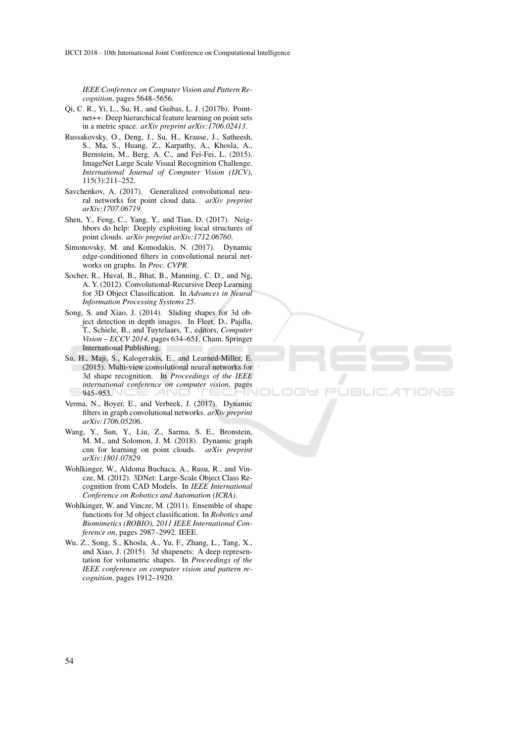*IEEE Conference on Computer Vision and Pattern Recognition*, pages 5648–5656.

Qi, C. R., Yi, L., Su, H., and Guibas, L. J. (2017b). Pointnet++: Deep hierarchical feature learning on point sets in a metric space. *arXiv preprint arXiv:1706.02413*.

Russakovsky, O., Deng, J., Su, H., Krause, J., Satheesh, S., Ma, S., Huang, Z., Karpathy, A., Khosla, A., Bernstein, M., Berg, A. C., and Fei-Fei, L. (2015). ImageNet Large Scale Visual Recognition Challenge. *International Journal of Computer Vision (IJCV)*, 115(3):211–252.

Savchenkov, A. (2017). Generalized convolutional neural networks for point cloud data. *arXiv preprint arXiv:1707.06719*.

Shen, Y., Feng, C., Yang, Y., and Tian, D. (2017). Neighbors do help: Deeply exploiting local structures of point clouds. *arXiv preprint arXiv:1712.06760*.

Simonovsky, M. and Komodakis, N. (2017). Dynamic edge-conditioned filters in convolutional neural networks on graphs. In *Proc. CVPR*.

Socher, R., Huval, B., Bhat, B., Manning, C. D., and Ng, A. Y. (2012). Convolutional-Recursive Deep Learning for 3D Object Classification. In *Advances in Neural Information Processing Systems 25*.

Song, S. and Xiao, J. (2014). Sliding shapes for 3d object detection in depth images. In Fleet, D., Pajdla, T., Schiele, B., and Tuytelaars, T., editors, *Computer Vision – ECCV 2014*, pages 634–651, Cham. Springer International Publishing.

Su, H., Maji, S., Kalogerakis, E., and Learned-Miller, E. (2015). Multi-view convolutional neural networks for 3d shape recognition. In *Proceedings of the IEEE international conference on computer vision*, pages 945–953.

Verma, N., Boyer, E., and Verbeek, J. (2017). Dynamic filters in graph convolutional networks. *arXiv preprint arXiv:1706.05206*.

Wang, Y., Sun, Y., Liu, Z., Sarma, S. E., Bronstein, M. M., and Solomon, J. M. (2018). Dynamic graph cnn for learning on point clouds. *arXiv preprint arXiv:1801.07829*.

Wohlkinger, W., Aldoma Buchaca, A., Rusu, R., and Vincze, M. (2012). 3DNet: Large-Scale Object Class Recognition from CAD Models. In *IEEE International Conference on Robotics and Automation (ICRA)*.

Wohlkinger, W. and Vincze, M. (2011). Ensemble of shape functions for 3d object classification. In *Robotics and Biomimetics (ROBIO), 2011 IEEE International Conference on*, pages 2987–2992. IEEE.

Wu, Z., Song, S., Khosla, A., Yu, F., Zhang, L., Tang, X., and Xiao, J. (2015). 3d shapenets: A deep representation for volumetric shapes. In *Proceedings of the IEEE conference on computer vision and pattern recognition*, pages 1912–1920.